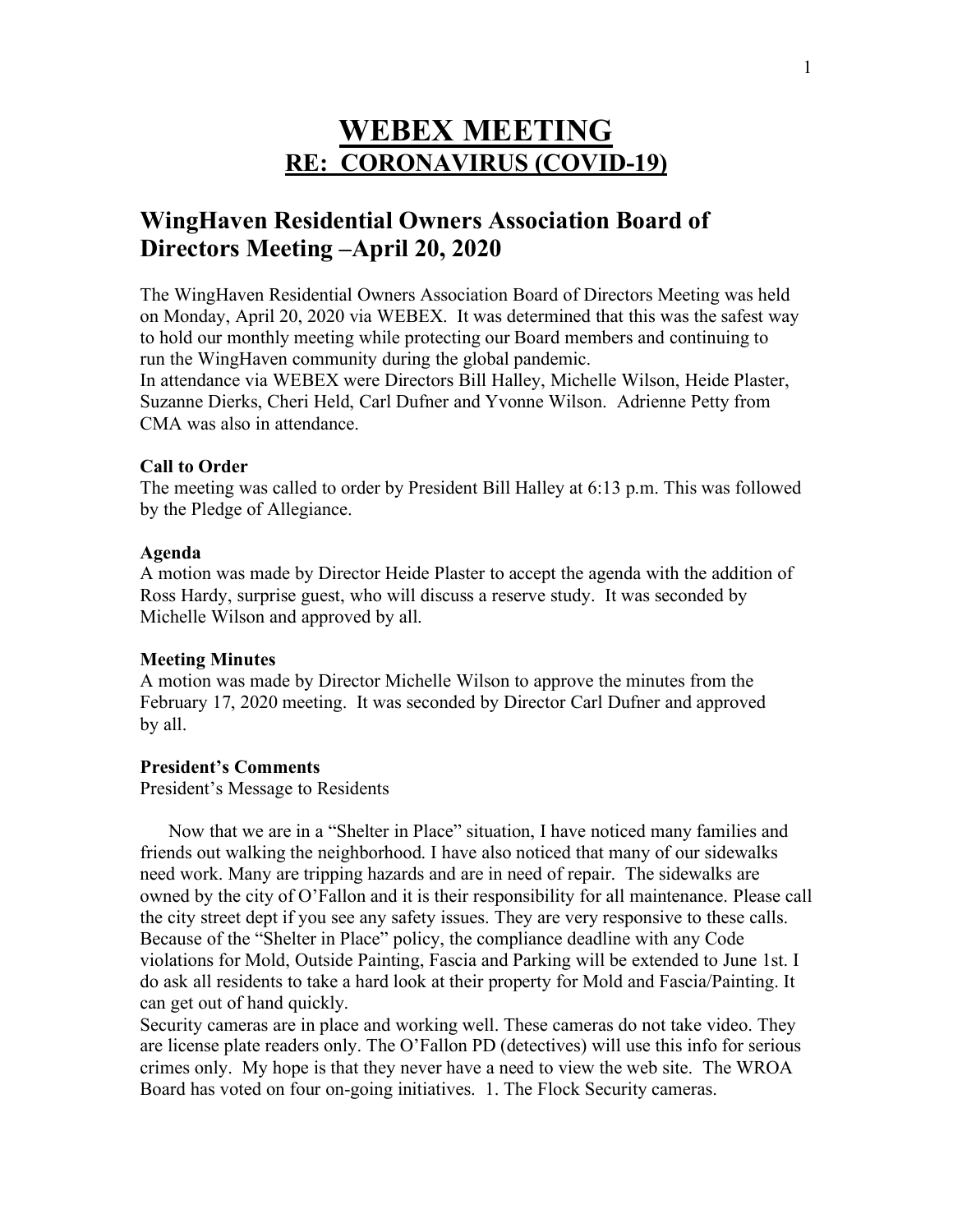# WEBEX MEETING

## RE: CORONAVIRUS (COVID-19)

## WingHaven Residential Owners Association Board of Directors Meeting –April 20, 2020

The WingHaven Residential Owners Association Board of Directors Meeting was held on Monday, April 20, 2020 via WEBEX. It was determined that this was the safest way to hold our monthly meeting while protecting our Board members and continuing to run the WingHaven community during the global pandemic.
In attendance via WEBEX were Directors Bill Halley, Michelle Wilson, Heide Plaster, Suzanne Dierks, Cheri Held, Carl Dufner and Yvonne Wilson. Adrienne Petty from CMA was also in attendance.

**Call to Order**
The meeting was called to order by President Bill Halley at 6:13 p.m. This was followed by the Pledge of Allegiance.

**Agenda**
A motion was made by Director Heide Plaster to accept the agenda with the addition of Ross Hardy, surprise guest, who will discuss a reserve study. It was seconded by Michelle Wilson and approved by all.

**Meeting Minutes**
A motion was made by Director Michelle Wilson to approve the minutes from the February 17, 2020 meeting. It was seconded by Director Carl Dufner and approved by all.

**President's Comments**
President's Message to Residents

Now that we are in a "Shelter in Place" situation, I have noticed many families and friends out walking the neighborhood. I have also noticed that many of our sidewalks need work. Many are tripping hazards and are in need of repair. The sidewalks are owned by the city of O'Fallon and it is their responsibility for all maintenance. Please call the city street dept if you see any safety issues. They are very responsive to these calls. Because of the "Shelter in Place" policy, the compliance deadline with any Code violations for Mold, Outside Painting, Fascia and Parking will be extended to June 1st. I do ask all residents to take a hard look at their property for Mold and Fascia/Painting. It can get out of hand quickly.
Security cameras are in place and working well. These cameras do not take video. They are license plate readers only. The O'Fallon PD (detectives) will use this info for serious crimes only. My hope is that they never have a need to view the web site. The WROA Board has voted on four on-going initiatives. 1. The Flock Security cameras.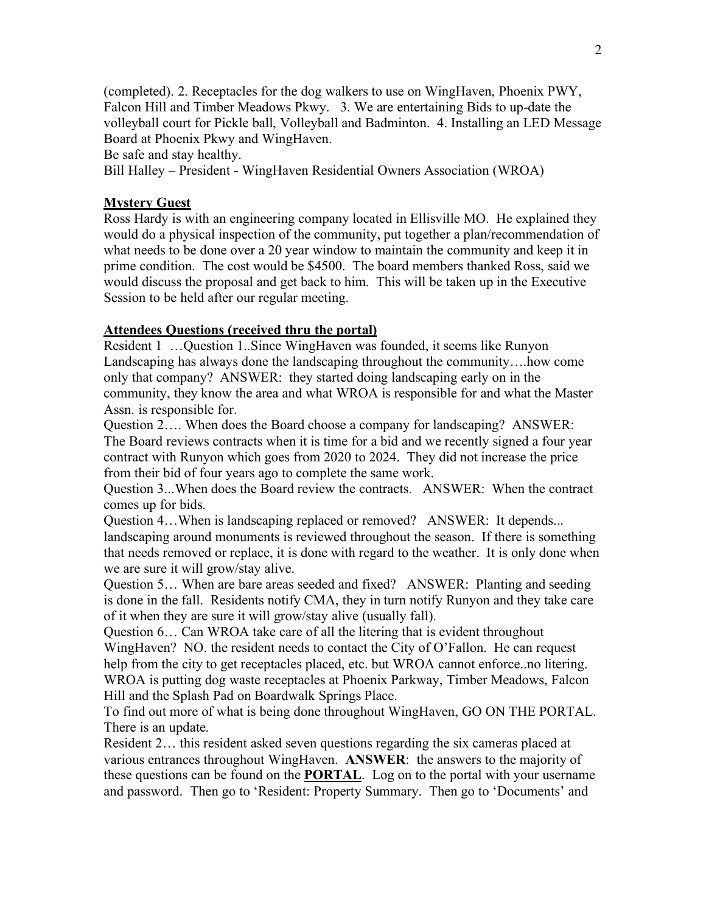(completed). 2. Receptacles for the dog walkers to use on WingHaven, Phoenix PWY, Falcon Hill and Timber Meadows Pkwy. 3. We are entertaining Bids to up-date the volleyball court for Pickle ball, Volleyball and Badminton. 4. Installing an LED Message Board at Phoenix Pkwy and WingHaven.

Be safe and stay healthy.

Bill Halley – President - WingHaven Residential Owners Association (WROA)

**Mystery Guest**

Ross Hardy is with an engineering company located in Ellisville MO. He explained they would do a physical inspection of the community, put together a plan/recommendation of what needs to be done over a 20 year window to maintain the community and keep it in prime condition. The cost would be $4500. The board members thanked Ross, said we would discuss the proposal and get back to him. This will be taken up in the Executive Session to be held after our regular meeting.

**Attendees Questions (received thru the portal)**

Resident 1 …Question 1..Since WingHaven was founded, it seems like Runyon Landscaping has always done the landscaping throughout the community….how come only that company? ANSWER: they started doing landscaping early on in the community, they know the area and what WROA is responsible for and what the Master Assn. is responsible for.

Question 2…. When does the Board choose a company for landscaping? ANSWER: The Board reviews contracts when it is time for a bid and we recently signed a four year contract with Runyon which goes from 2020 to 2024. They did not increase the price from their bid of four years ago to complete the same work.

Question 3...When does the Board review the contracts. ANSWER: When the contract comes up for bids.

Question 4…When is landscaping replaced or removed? ANSWER: It depends... landscaping around monuments is reviewed throughout the season. If there is something that needs removed or replace, it is done with regard to the weather. It is only done when we are sure it will grow/stay alive.

Question 5… When are bare areas seeded and fixed? ANSWER: Planting and seeding is done in the fall. Residents notify CMA, they in turn notify Runyon and they take care of it when they are sure it will grow/stay alive (usually fall).

Question 6… Can WROA take care of all the litering that is evident throughout WingHaven? NO. the resident needs to contact the City of O'Fallon. He can request help from the city to get receptacles placed, etc. but WROA cannot enforce..no litering. WROA is putting dog waste receptacles at Phoenix Parkway, Timber Meadows, Falcon Hill and the Splash Pad on Boardwalk Springs Place.

To find out more of what is being done throughout WingHaven, GO ON THE PORTAL. There is an update.

Resident 2… this resident asked seven questions regarding the six cameras placed at various entrances throughout WingHaven. **ANSWER**: the answers to the majority of these questions can be found on the **PORTAL**. Log on to the portal with your username and password. Then go to 'Resident: Property Summary. Then go to 'Documents' and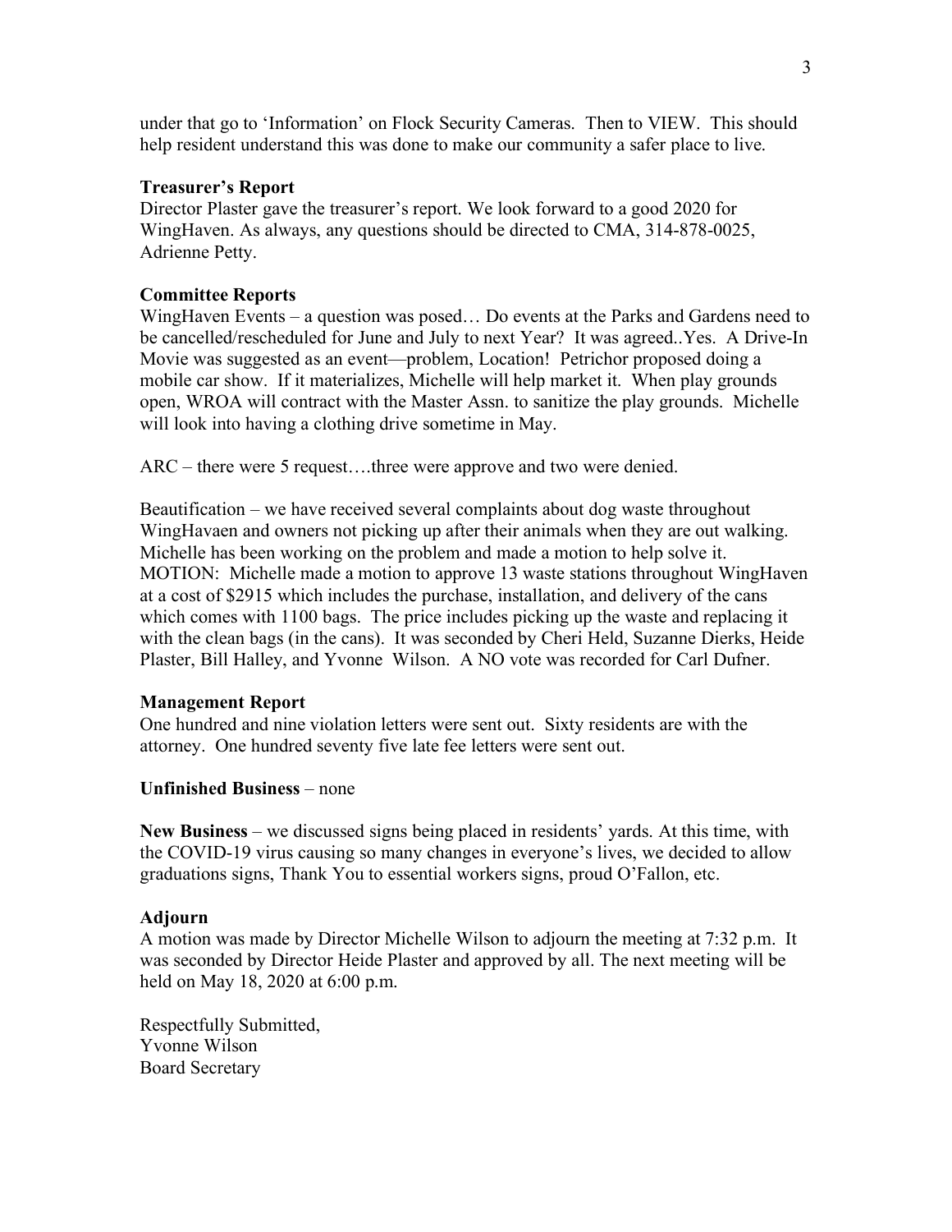under that go to 'Information' on Flock Security Cameras. Then to VIEW. This should help resident understand this was done to make our community a safer place to live.

**Treasurer's Report**

Director Plaster gave the treasurer's report. We look forward to a good 2020 for WingHaven. As always, any questions should be directed to CMA, 314-878-0025, Adrienne Petty.

**Committee Reports**

WingHaven Events – a question was posed… Do events at the Parks and Gardens need to be cancelled/rescheduled for June and July to next Year? It was agreed..Yes. A Drive-In Movie was suggested as an event—problem, Location! Petrichor proposed doing a mobile car show. If it materializes, Michelle will help market it. When play grounds open, WROA will contract with the Master Assn. to sanitize the play grounds. Michelle will look into having a clothing drive sometime in May.

ARC – there were 5 request….three were approve and two were denied.

Beautification – we have received several complaints about dog waste throughout WingHavaen and owners not picking up after their animals when they are out walking. Michelle has been working on the problem and made a motion to help solve it. MOTION: Michelle made a motion to approve 13 waste stations throughout WingHaven at a cost of $2915 which includes the purchase, installation, and delivery of the cans which comes with 1100 bags. The price includes picking up the waste and replacing it with the clean bags (in the cans). It was seconded by Cheri Held, Suzanne Dierks, Heide Plaster, Bill Halley, and Yvonne Wilson. A NO vote was recorded for Carl Dufner.

**Management Report**

One hundred and nine violation letters were sent out. Sixty residents are with the attorney. One hundred seventy five late fee letters were sent out.

**Unfinished Business** – none

**New Business** – we discussed signs being placed in residents' yards. At this time, with the COVID-19 virus causing so many changes in everyone's lives, we decided to allow graduations signs, Thank You to essential workers signs, proud O'Fallon, etc.

**Adjourn**

A motion was made by Director Michelle Wilson to adjourn the meeting at 7:32 p.m. It was seconded by Director Heide Plaster and approved by all. The next meeting will be held on May 18, 2020 at 6:00 p.m.

Respectfully Submitted,
Yvonne Wilson
Board Secretary